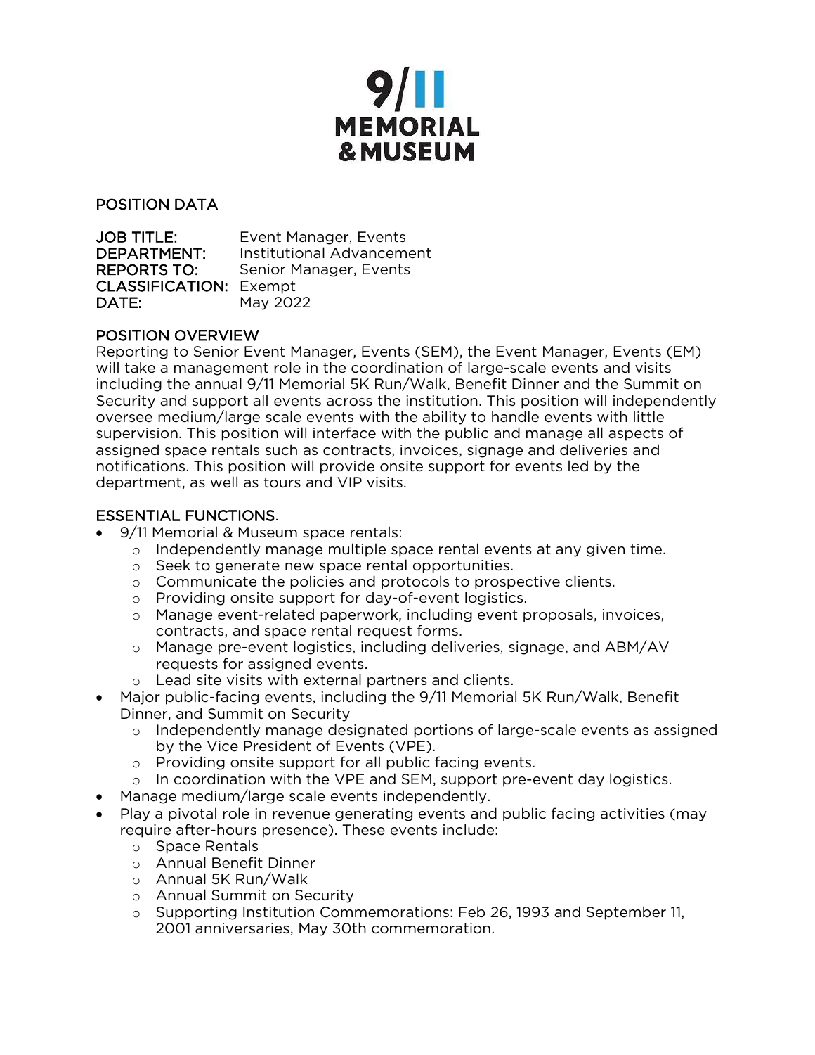# 9/11 MEMORIAL & MUSEUM

## POSITION DATA

**JOB TITLE:** Event Manager, Events
**DEPARTMENT:** Institutional Advancement
**REPORTS TO:** Senior Manager, Events
**CLASSIFICATION:** Exempt
**DATE:** May 2022

## POSITION OVERVIEW

Reporting to Senior Event Manager, Events (SEM), the Event Manager, Events (EM) will take a management role in the coordination of large-scale events and visits including the annual 9/11 Memorial 5K Run/Walk, Benefit Dinner and the Summit on Security and support all events across the institution. This position will independently oversee medium/large scale events with the ability to handle events with little supervision. This position will interface with the public and manage all aspects of assigned space rentals such as contracts, invoices, signage and deliveries and notifications. This position will provide onsite support for events led by the department, as well as tours and VIP visits.

## ESSENTIAL FUNCTIONS.

- 9/11 Memorial & Museum space rentals:
  - Independently manage multiple space rental events at any given time.
  - Seek to generate new space rental opportunities.
  - Communicate the policies and protocols to prospective clients.
  - Providing onsite support for day-of-event logistics.
  - Manage event-related paperwork, including event proposals, invoices, contracts, and space rental request forms.
  - Manage pre-event logistics, including deliveries, signage, and ABM/AV requests for assigned events.
  - Lead site visits with external partners and clients.
- Major public-facing events, including the 9/11 Memorial 5K Run/Walk, Benefit Dinner, and Summit on Security
  - Independently manage designated portions of large-scale events as assigned by the Vice President of Events (VPE).
  - Providing onsite support for all public facing events.
  - In coordination with the VPE and SEM, support pre-event day logistics.
- Manage medium/large scale events independently.
- Play a pivotal role in revenue generating events and public facing activities (may require after-hours presence). These events include:
  - Space Rentals
  - Annual Benefit Dinner
  - Annual 5K Run/Walk
  - Annual Summit on Security
  - Supporting Institution Commemorations: Feb 26, 1993 and September 11, 2001 anniversaries, May 30th commemoration.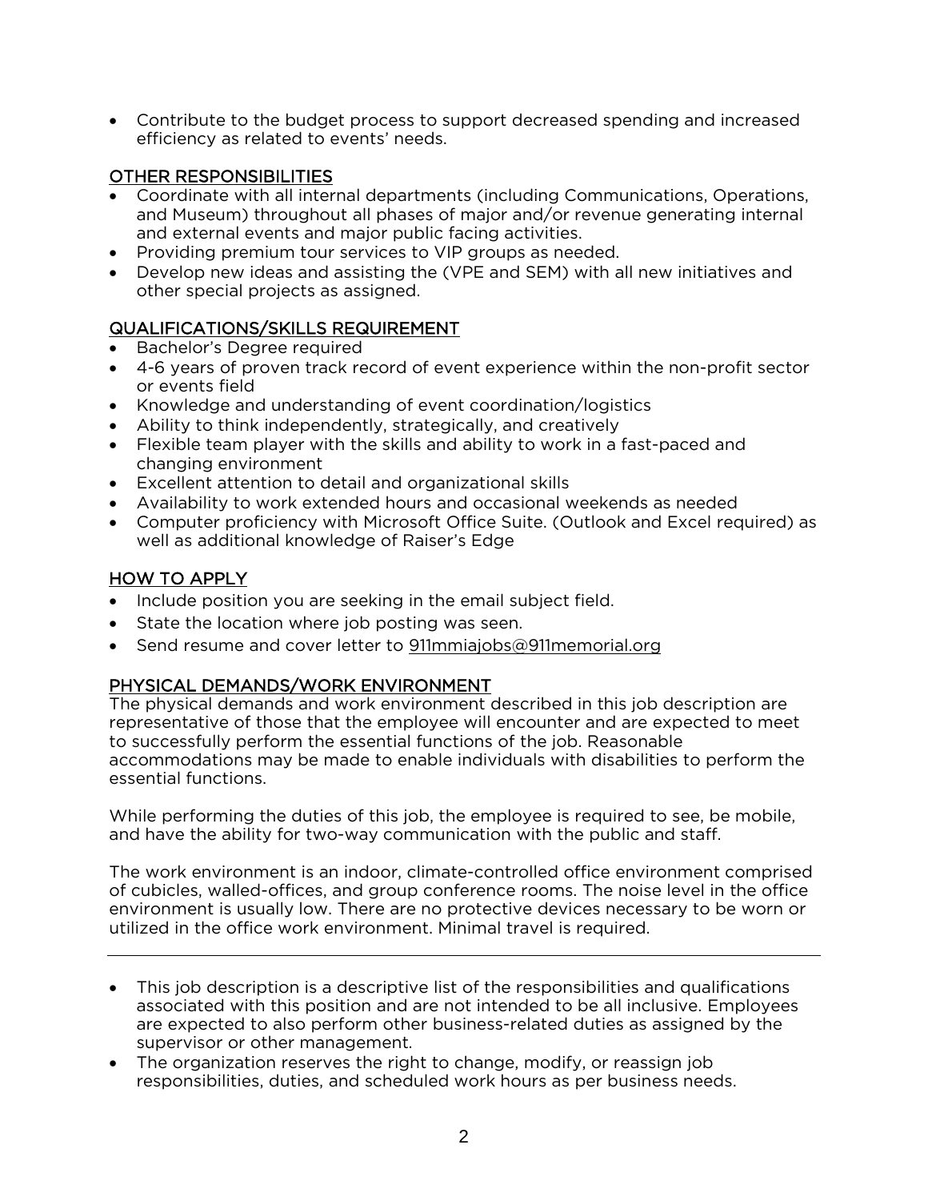- Contribute to the budget process to support decreased spending and increased efficiency as related to events' needs.

## OTHER RESPONSIBILITIES

- Coordinate with all internal departments (including Communications, Operations, and Museum) throughout all phases of major and/or revenue generating internal and external events and major public facing activities.
- Providing premium tour services to VIP groups as needed.
- Develop new ideas and assisting the (VPE and SEM) with all new initiatives and other special projects as assigned.

## QUALIFICATIONS/SKILLS REQUIREMENT

- Bachelor's Degree required
- 4-6 years of proven track record of event experience within the non-profit sector or events field
- Knowledge and understanding of event coordination/logistics
- Ability to think independently, strategically, and creatively
- Flexible team player with the skills and ability to work in a fast-paced and changing environment
- Excellent attention to detail and organizational skills
- Availability to work extended hours and occasional weekends as needed
- Computer proficiency with Microsoft Office Suite. (Outlook and Excel required) as well as additional knowledge of Raiser's Edge

## HOW TO APPLY

- Include position you are seeking in the email subject field.
- State the location where job posting was seen.
- Send resume and cover letter to 911mmiajobs@911memorial.org

## PHYSICAL DEMANDS/WORK ENVIRONMENT

The physical demands and work environment described in this job description are representative of those that the employee will encounter and are expected to meet to successfully perform the essential functions of the job. Reasonable accommodations may be made to enable individuals with disabilities to perform the essential functions.

While performing the duties of this job, the employee is required to see, be mobile, and have the ability for two-way communication with the public and staff.

The work environment is an indoor, climate-controlled office environment comprised of cubicles, walled-offices, and group conference rooms. The noise level in the office environment is usually low. There are no protective devices necessary to be worn or utilized in the office work environment. Minimal travel is required.

---

- This job description is a descriptive list of the responsibilities and qualifications associated with this position and are not intended to be all inclusive. Employees are expected to also perform other business-related duties as assigned by the supervisor or other management.
- The organization reserves the right to change, modify, or reassign job responsibilities, duties, and scheduled work hours as per business needs.